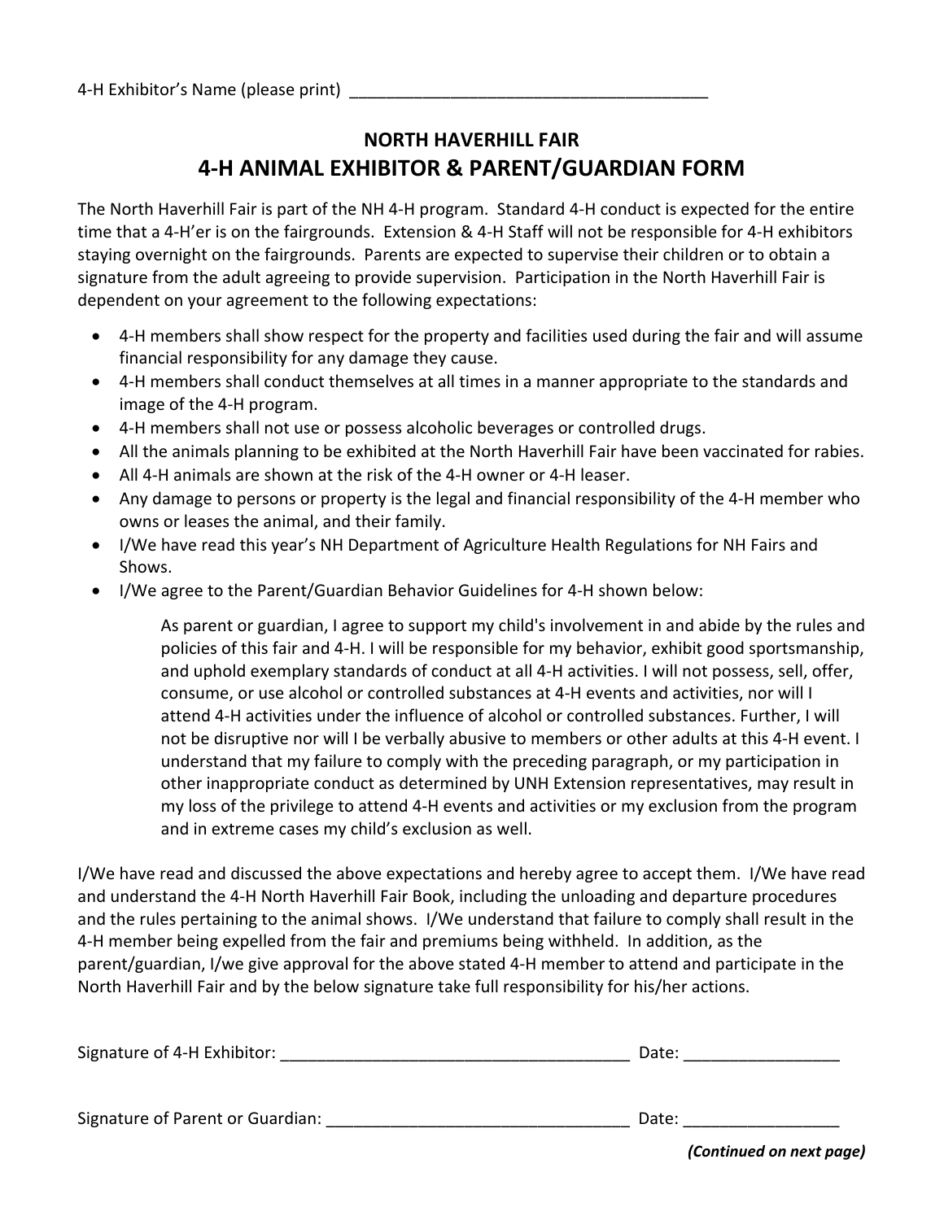4-H Exhibitor's Name (please print) ________________________________________

## NORTH HAVERHILL FAIR

# 4-H ANIMAL EXHIBITOR & PARENT/GUARDIAN FORM

The North Haverhill Fair is part of the NH 4-H program. Standard 4-H conduct is expected for the entire time that a 4-H'er is on the fairgrounds. Extension & 4-H Staff will not be responsible for 4-H exhibitors staying overnight on the fairgrounds. Parents are expected to supervise their children or to obtain a signature from the adult agreeing to provide supervision. Participation in the North Haverhill Fair is dependent on your agreement to the following expectations:

- 4-H members shall show respect for the property and facilities used during the fair and will assume financial responsibility for any damage they cause.
- 4-H members shall conduct themselves at all times in a manner appropriate to the standards and image of the 4-H program.
- 4-H members shall not use or possess alcoholic beverages or controlled drugs.
- All the animals planning to be exhibited at the North Haverhill Fair have been vaccinated for rabies.
- All 4-H animals are shown at the risk of the 4-H owner or 4-H leaser.
- Any damage to persons or property is the legal and financial responsibility of the 4-H member who owns or leases the animal, and their family.
- I/We have read this year's NH Department of Agriculture Health Regulations for NH Fairs and Shows.
- I/We agree to the Parent/Guardian Behavior Guidelines for 4-H shown below:

> As parent or guardian, I agree to support my child's involvement in and abide by the rules and policies of this fair and 4-H. I will be responsible for my behavior, exhibit good sportsmanship, and uphold exemplary standards of conduct at all 4-H activities. I will not possess, sell, offer, consume, or use alcohol or controlled substances at 4-H events and activities, nor will I attend 4-H activities under the influence of alcohol or controlled substances. Further, I will not be disruptive nor will I be verbally abusive to members or other adults at this 4-H event. I understand that my failure to comply with the preceding paragraph, or my participation in other inappropriate conduct as determined by UNH Extension representatives, may result in my loss of the privilege to attend 4-H events and activities or my exclusion from the program and in extreme cases my child's exclusion as well.

I/We have read and discussed the above expectations and hereby agree to accept them. I/We have read and understand the 4-H North Haverhill Fair Book, including the unloading and departure procedures and the rules pertaining to the animal shows. I/We understand that failure to comply shall result in the 4-H member being expelled from the fair and premiums being withheld. In addition, as the parent/guardian, I/we give approval for the above stated 4-H member to attend and participate in the North Haverhill Fair and by the below signature take full responsibility for his/her actions.

Signature of 4-H Exhibitor: ________________________________________ Date: _________________

Signature of Parent or Guardian: __________________________________ Date: _________________

***(Continued on next page)***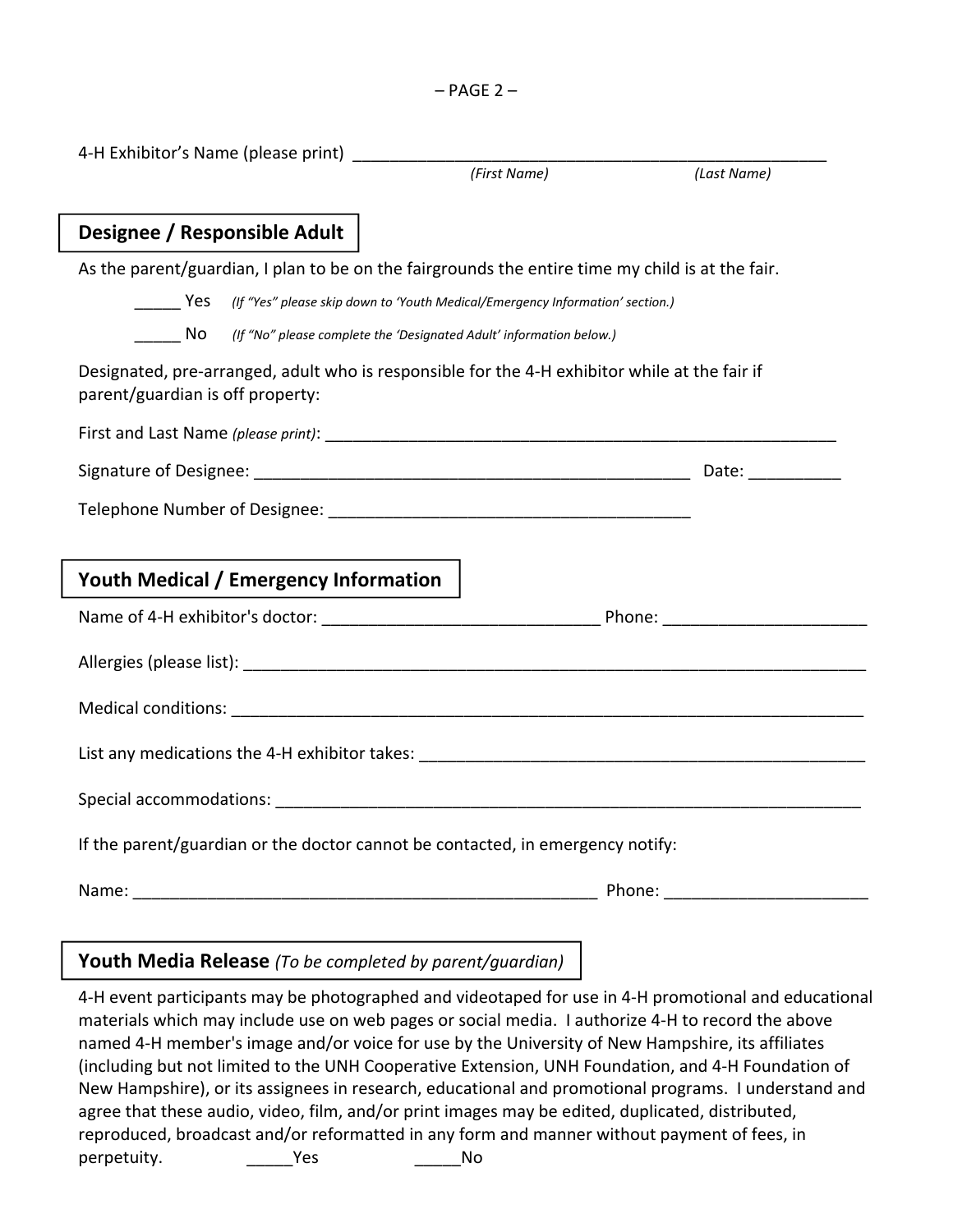4-H Exhibitor's Name (please print) ______________________________________________________

*(First Name)* *(Last Name)*

## Designee / Responsible Adult

As the parent/guardian, I plan to be on the fairgrounds the entire time my child is at the fair.

_____ Yes *(If "Yes" please skip down to 'Youth Medical/Emergency Information' section.)*

_____ No *(If "No" please complete the 'Designated Adult' information below.)*

Designated, pre-arranged, adult who is responsible for the 4-H exhibitor while at the fair if parent/guardian is off property:

First and Last Name *(please print)*: ________________________________________________________

Signature of Designee: _______________________________________________ Date: __________

Telephone Number of Designee: ________________________________________

## Youth Medical / Emergency Information

Name of 4-H exhibitor's doctor: ______________________________ Phone: ______________________

Allergies (please list): _______________________________________________________________________

Medical conditions: ___________________________________________________________________________

List any medications the 4-H exhibitor takes: ________________________________________________

Special accommodations: _______________________________________________________________________

If the parent/guardian or the doctor cannot be contacted, in emergency notify:

Name: ___________________________________________________ Phone: ______________________

## Youth Media Release *(To be completed by parent/guardian)*

4-H event participants may be photographed and videotaped for use in 4-H promotional and educational materials which may include use on web pages or social media. I authorize 4-H to record the above named 4-H member's image and/or voice for use by the University of New Hampshire, its affiliates (including but not limited to the UNH Cooperative Extension, UNH Foundation, and 4-H Foundation of New Hampshire), or its assignees in research, educational and promotional programs. I understand and agree that these audio, video, film, and/or print images may be edited, duplicated, distributed, reproduced, broadcast and/or reformatted in any form and manner without payment of fees, in perpetuity. _____Yes _____No